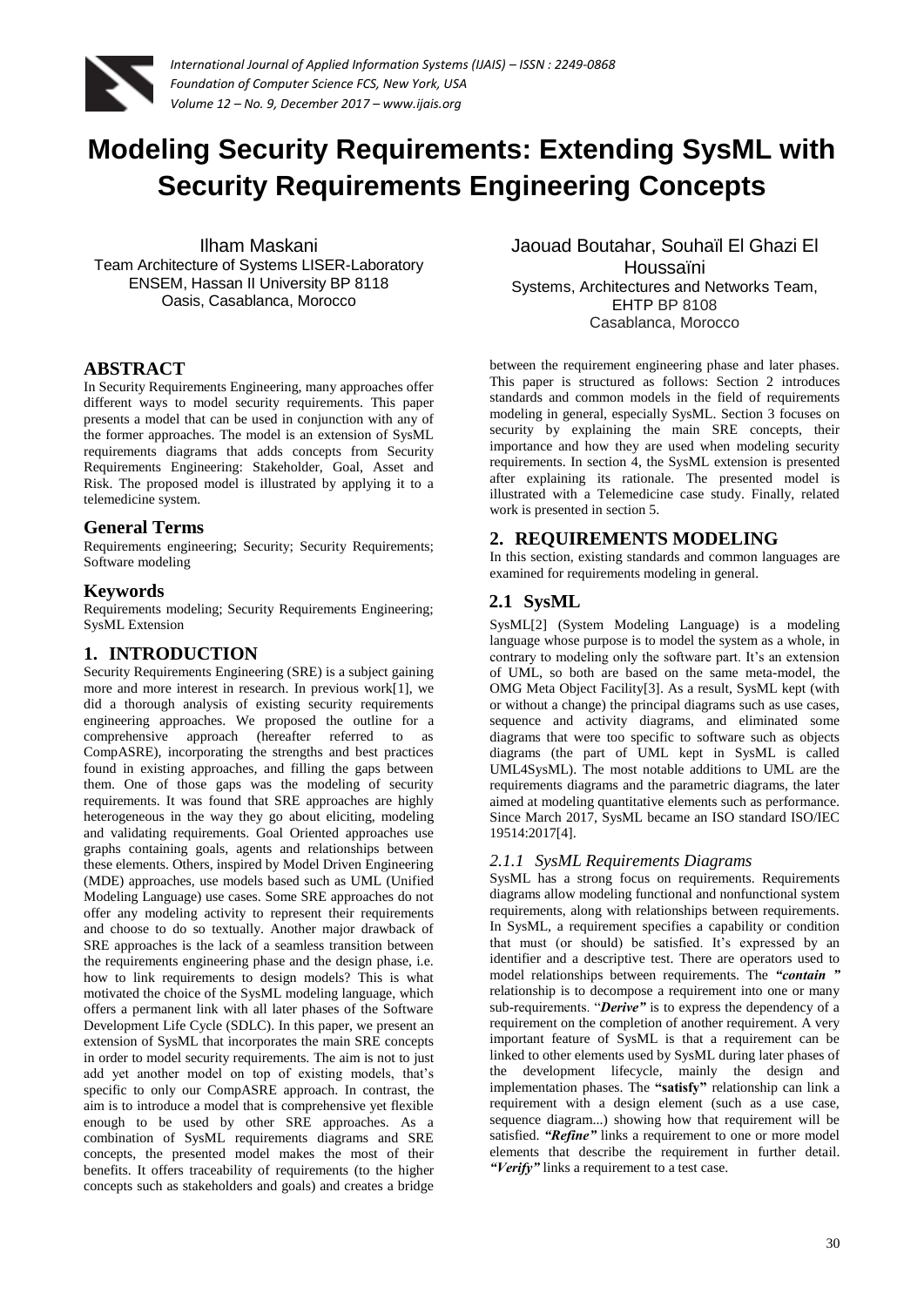# Modeling Security Requirements: Extending SysML with Security Requirements Engineering Concepts

Ilham Maskani
Team Architecture of Systems LISER-Laboratory
ENSEM, Hassan II University BP 8118
Oasis, Casablanca, Morocco

Jaouad Boutahar, Souhaïl El Ghazi El Houssaïni
Systems, Architectures and Networks Team,
EHTP BP 8108
Casablanca, Morocco

## ABSTRACT

In Security Requirements Engineering, many approaches offer different ways to model security requirements. This paper presents a model that can be used in conjunction with any of the former approaches. The model is an extension of SysML requirements diagrams that adds concepts from Security Requirements Engineering: Stakeholder, Goal, Asset and Risk. The proposed model is illustrated by applying it to a telemedicine system.

## General Terms

Requirements engineering; Security; Security Requirements; Software modeling

## Keywords

Requirements modeling; Security Requirements Engineering; SysML Extension

## 1. INTRODUCTION

Security Requirements Engineering (SRE) is a subject gaining more and more interest in research. In previous work[1], we did a thorough analysis of existing security requirements engineering approaches. We proposed the outline for a comprehensive approach (hereafter referred to as CompASRE), incorporating the strengths and best practices found in existing approaches, and filling the gaps between them. One of those gaps was the modeling of security requirements. It was found that SRE approaches are highly heterogeneous in the way they go about eliciting, modeling and validating requirements. Goal Oriented approaches use graphs containing goals, agents and relationships between these elements. Others, inspired by Model Driven Engineering (MDE) approaches, use models based such as UML (Unified Modeling Language) use cases. Some SRE approaches do not offer any modeling activity to represent their requirements and choose to do so textually. Another major drawback of SRE approaches is the lack of a seamless transition between the requirements engineering phase and the design phase, i.e. how to link requirements to design models? This is what motivated the choice of the SysML modeling language, which offers a permanent link with all later phases of the Software Development Life Cycle (SDLC). In this paper, we present an extension of SysML that incorporates the main SRE concepts in order to model security requirements. The aim is not to just add yet another model on top of existing models, that's specific to only our CompASRE approach. In contrast, the aim is to introduce a model that is comprehensive yet flexible enough to be used by other SRE approaches. As a combination of SysML requirements diagrams and SRE concepts, the presented model makes the most of their benefits. It offers traceability of requirements (to the higher concepts such as stakeholders and goals) and creates a bridge between the requirement engineering phase and later phases. This paper is structured as follows: Section 2 introduces standards and common models in the field of requirements modeling in general, especially SysML. Section 3 focuses on security by explaining the main SRE concepts, their importance and how they are used when modeling security requirements. In section 4, the SysML extension is presented after explaining its rationale. The presented model is illustrated with a Telemedicine case study. Finally, related work is presented in section 5.

## 2. REQUIREMENTS MODELING

In this section, existing standards and common languages are examined for requirements modeling in general.

## 2.1 SysML

SysML[2] (System Modeling Language) is a modeling language whose purpose is to model the system as a whole, in contrary to modeling only the software part. It's an extension of UML, so both are based on the same meta-model, the OMG Meta Object Facility[3]. As a result, SysML kept (with or without a change) the principal diagrams such as use cases, sequence and activity diagrams, and eliminated some diagrams that were too specific to software such as objects diagrams (the part of UML kept in SysML is called UML4SysML). The most notable additions to UML are the requirements diagrams and the parametric diagrams, the later aimed at modeling quantitative elements such as performance. Since March 2017, SysML became an ISO standard ISO/IEC 19514:2017[4].

### *2.1.1 SysML Requirements Diagrams*

SysML has a strong focus on requirements. Requirements diagrams allow modeling functional and nonfunctional system requirements, along with relationships between requirements. In SysML, a requirement specifies a capability or condition that must (or should) be satisfied. It's expressed by an identifier and a descriptive test. There are operators used to model relationships between requirements. The ***"contain "*** relationship is to decompose a requirement into one or many sub-requirements. "***Derive"*** is to express the dependency of a requirement on the completion of another requirement. A very important feature of SysML is that a requirement can be linked to other elements used by SysML during later phases of the development lifecycle, mainly the design and implementation phases. The **"satisfy"** relationship can link a requirement with a design element (such as a use case, sequence diagram...) showing how that requirement will be satisfied. ***"Refine"*** links a requirement to one or more model elements that describe the requirement in further detail. ***"Verify"*** links a requirement to a test case.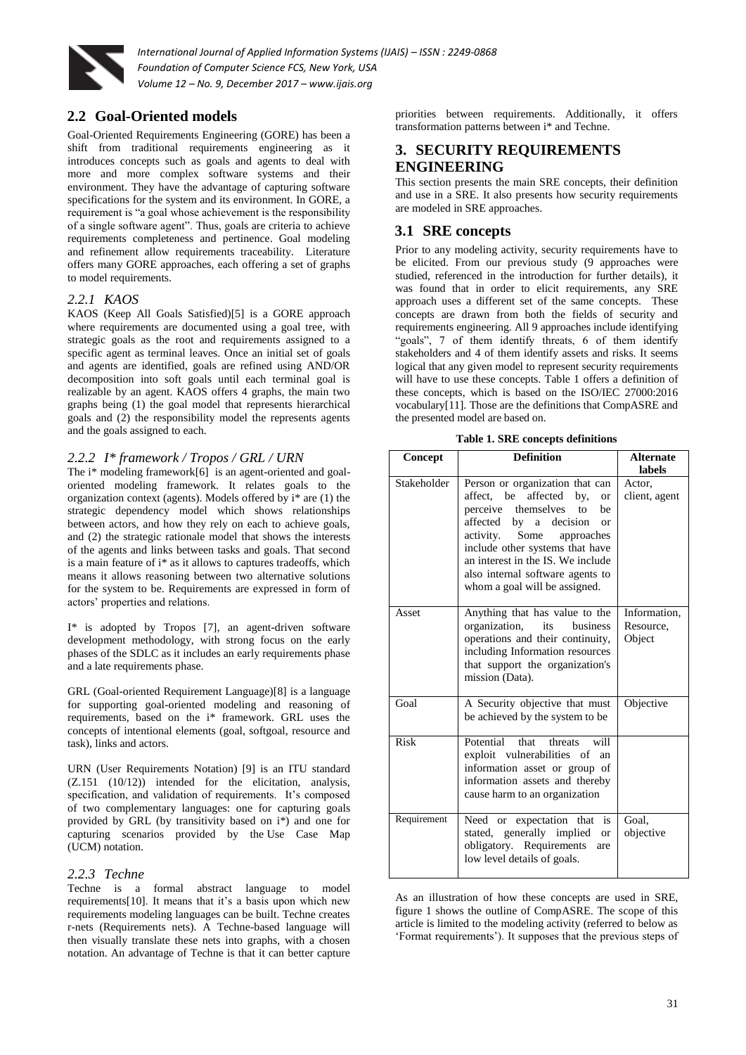## 2.2 Goal-Oriented models

Goal-Oriented Requirements Engineering (GORE) has been a shift from traditional requirements engineering as it introduces concepts such as goals and agents to deal with more and more complex software systems and their environment. They have the advantage of capturing software specifications for the system and its environment. In GORE, a requirement is "a goal whose achievement is the responsibility of a single software agent". Thus, goals are criteria to achieve requirements completeness and pertinence. Goal modeling and refinement allow requirements traceability. Literature offers many GORE approaches, each offering a set of graphs to model requirements.

### 2.2.1 KAOS

KAOS (Keep All Goals Satisfied)[5] is a GORE approach where requirements are documented using a goal tree, with strategic goals as the root and requirements assigned to a specific agent as terminal leaves. Once an initial set of goals and agents are identified, goals are refined using AND/OR decomposition into soft goals until each terminal goal is realizable by an agent. KAOS offers 4 graphs, the main two graphs being (1) the goal model that represents hierarchical goals and (2) the responsibility model the represents agents and the goals assigned to each.

### 2.2.2 I* framework / Tropos / GRL / URN

The i* modeling framework[6] is an agent-oriented and goal-oriented modeling framework. It relates goals to the organization context (agents). Models offered by i* are (1) the strategic dependency model which shows relationships between actors, and how they rely on each to achieve goals, and (2) the strategic rationale model that shows the interests of the agents and links between tasks and goals. That second is a main feature of i* as it allows to captures tradeoffs, which means it allows reasoning between two alternative solutions for the system to be. Requirements are expressed in form of actors' properties and relations.

I* is adopted by Tropos [7], an agent-driven software development methodology, with strong focus on the early phases of the SDLC as it includes an early requirements phase and a late requirements phase.

GRL (Goal-oriented Requirement Language)[8] is a language for supporting goal-oriented modeling and reasoning of requirements, based on the i* framework. GRL uses the concepts of intentional elements (goal, softgoal, resource and task), links and actors.

URN (User Requirements Notation) [9] is an ITU standard (Z.151 (10/12)) intended for the elicitation, analysis, specification, and validation of requirements. It's composed of two complementary languages: one for capturing goals provided by GRL (by transitivity based on i*) and one for capturing scenarios provided by the Use Case Map (UCM) notation.

### 2.2.3 Techne

Techne is a formal abstract language to model requirements[10]. It means that it's a basis upon which new requirements modeling languages can be built. Techne creates r-nets (Requirements nets). A Techne-based language will then visually translate these nets into graphs, with a chosen notation. An advantage of Techne is that it can better capture priorities between requirements. Additionally, it offers transformation patterns between i* and Techne.

# 3. SECURITY REQUIREMENTS ENGINEERING

This section presents the main SRE concepts, their definition and use in a SRE. It also presents how security requirements are modeled in SRE approaches.

## 3.1 SRE concepts

Prior to any modeling activity, security requirements have to be elicited. From our previous study (9 approaches were studied, referenced in the introduction for further details), it was found that in order to elicit requirements, any SRE approach uses a different set of the same concepts. These concepts are drawn from both the fields of security and requirements engineering. All 9 approaches include identifying "goals", 7 of them identify threats, 6 of them identify stakeholders and 4 of them identify assets and risks. It seems logical that any given model to represent security requirements will have to use these concepts. Table 1 offers a definition of these concepts, which is based on the ISO/IEC 27000:2016 vocabulary[11]. Those are the definitions that CompASRE and the presented model are based on.

**Table 1. SRE concepts definitions**

| Concept | Definition | Alternate labels |
|---|---|---|
| Stakeholder | Person or organization that can affect, be affected by, or perceive themselves to be affected by a decision or activity. Some approaches include other systems that have an interest in the IS. We include also internal software agents to whom a goal will be assigned. | Actor, client, agent |
| Asset | Anything that has value to the organization, its business operations and their continuity, including Information resources that support the organization's mission (Data). | Information, Resource, Object |
| Goal | A Security objective that must be achieved by the system to be | Objective |
| Risk | Potential that threats will exploit vulnerabilities of an information asset or group of information assets and thereby cause harm to an organization | |
| Requirement | Need or expectation that is stated, generally implied or obligatory. Requirements are low level details of goals. | Goal, objective |

As an illustration of how these concepts are used in SRE, figure 1 shows the outline of CompASRE. The scope of this article is limited to the modeling activity (referred to below as 'Format requirements'). It supposes that the previous steps of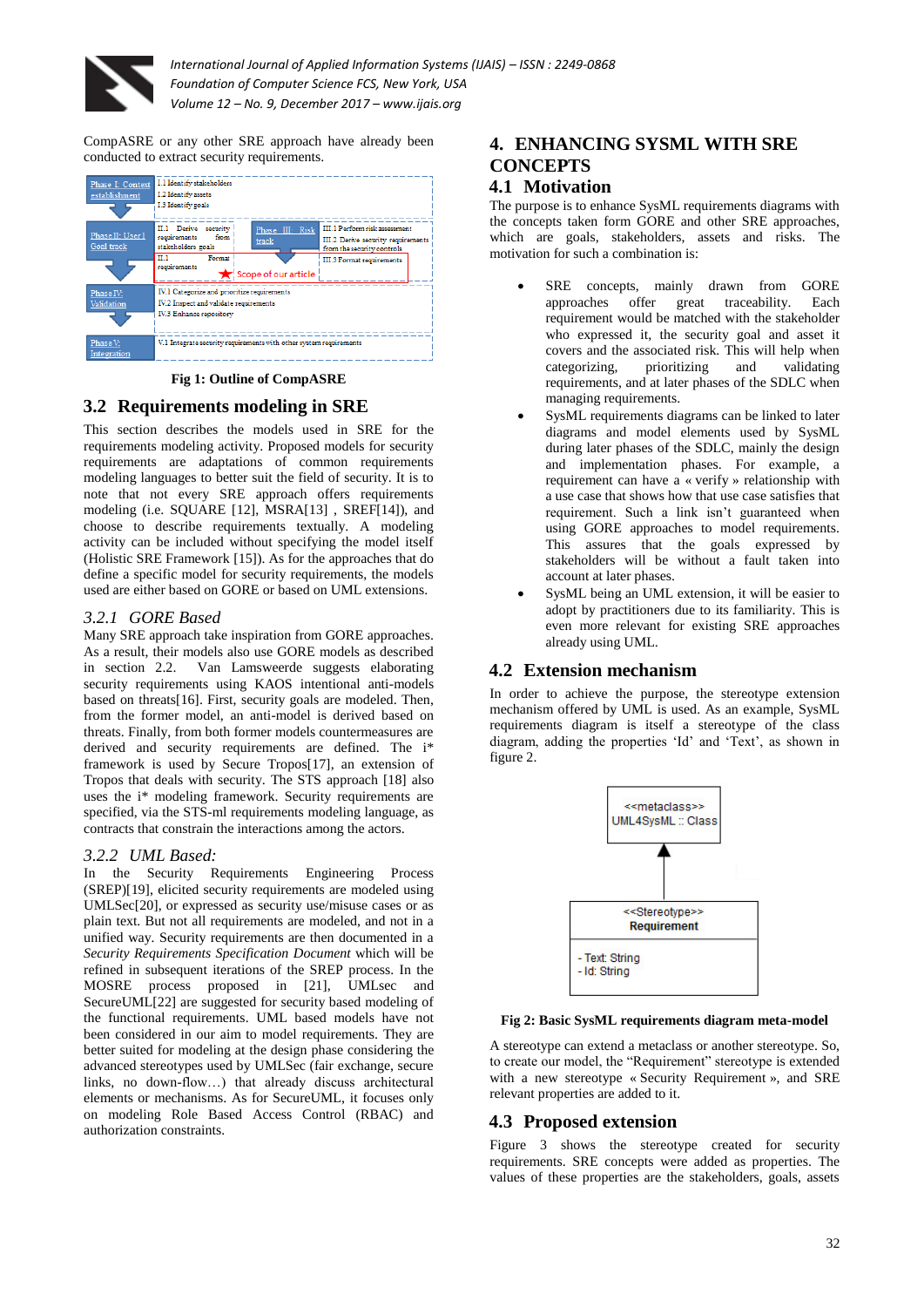CompASRE or any other SRE approach have already been conducted to extract security requirements.

| | | | |
|---|---|---|---|
| Phase I: Context establishment | I.1 Identify stakeholders<br>I.2 Identify assets<br>I.3 Identify goals | | |
| Phase II: User Goal track | II.1 Derive security requirements from stakeholders goals<br>II.1 Format requirements | Phase III: Risk track | III.1 Perform risk assessment<br>III.2 Derive security requirements from the security controls<br>III.3 Format requirements |
| Phase IV: Validation | IV.1 Categorize and prioritize requirements<br>IV.2 Inspect and validate requirements<br>IV.3 Enhance repository | | |
| Phase V: Integration | V.1 Integrate security requirements with other system requirements | | |

★ Scope of our article

**Fig 1: Outline of CompASRE**

### 3.2 Requirements modeling in SRE

This section describes the models used in SRE for the requirements modeling activity. Proposed models for security requirements are adaptations of common requirements modeling languages to better suit the field of security. It is to note that not every SRE approach offers requirements modeling (i.e. SQUARE [12], MSRA[13] , SREF[14]), and choose to describe requirements textually. A modeling activity can be included without specifying the model itself (Holistic SRE Framework [15]). As for the approaches that do define a specific model for security requirements, the models used are either based on GORE or based on UML extensions.

#### *3.2.1 GORE Based*

Many SRE approach take inspiration from GORE approaches. As a result, their models also use GORE models as described in section 2.2. Van Lamsweerde suggests elaborating security requirements using KAOS intentional anti-models based on threats[16]. First, security goals are modeled. Then, from the former model, an anti-model is derived based on threats. Finally, from both former models countermeasures are derived and security requirements are defined. The i* framework is used by Secure Tropos[17], an extension of Tropos that deals with security. The STS approach [18] also uses the i* modeling framework. Security requirements are specified, via the STS-ml requirements modeling language, as contracts that constrain the interactions among the actors.

#### *3.2.2 UML Based:*

In the Security Requirements Engineering Process (SREP)[19], elicited security requirements are modeled using UMLSec[20], or expressed as security use/misuse cases or as plain text. But not all requirements are modeled, and not in a unified way. Security requirements are then documented in a *Security Requirements Specification Document* which will be refined in subsequent iterations of the SREP process. In the MOSRE process proposed in [21], UMLsec and SecureUML[22] are suggested for security based modeling of the functional requirements. UML based models have not been considered in our aim to model requirements. They are better suited for modeling at the design phase considering the advanced stereotypes used by UMLSec (fair exchange, secure links, no down-flow…) that already discuss architectural elements or mechanisms. As for SecureUML, it focuses only on modeling Role Based Access Control (RBAC) and authorization constraints.

## 4. ENHANCING SYSML WITH SRE CONCEPTS

### 4.1 Motivation

The purpose is to enhance SysML requirements diagrams with the concepts taken from GORE and other SRE approaches, which are goals, stakeholders, assets and risks. The motivation for such a combination is:

- SRE concepts, mainly drawn from GORE approaches offer great traceability. Each requirement would be matched with the stakeholder who expressed it, the security goal and asset it covers and the associated risk. This will help when categorizing, prioritizing and validating requirements, and at later phases of the SDLC when managing requirements.
- SysML requirements diagrams can be linked to later diagrams and model elements used by SysML during later phases of the SDLC, mainly the design and implementation phases. For example, a requirement can have a « verify » relationship with a use case that shows how that use case satisfies that requirement. Such a link isn't guaranteed when using GORE approaches to model requirements. This assures that the goals expressed by stakeholders will be without a fault taken into account at later phases.
- SysML being an UML extension, it will be easier to adopt by practitioners due to its familiarity. This is even more relevant for existing SRE approaches already using UML.

### 4.2 Extension mechanism

In order to achieve the purpose, the stereotype extension mechanism offered by UML is used. As an example, SysML requirements diagram is itself a stereotype of the class diagram, adding the properties 'Id' and 'Text', as shown in figure 2.

```
<<metaclass>>
UML4SysML :: Class
        ▲
        |
<<Stereotype>>
Requirement
- Text: String
- Id: String
```

**Fig 2: Basic SysML requirements diagram meta-model**

A stereotype can extend a metaclass or another stereotype. So, to create our model, the "Requirement" stereotype is extended with a new stereotype « Security Requirement », and SRE relevant properties are added to it.

### 4.3 Proposed extension

Figure 3 shows the stereotype created for security requirements. SRE concepts were added as properties. The values of these properties are the stakeholders, goals, assets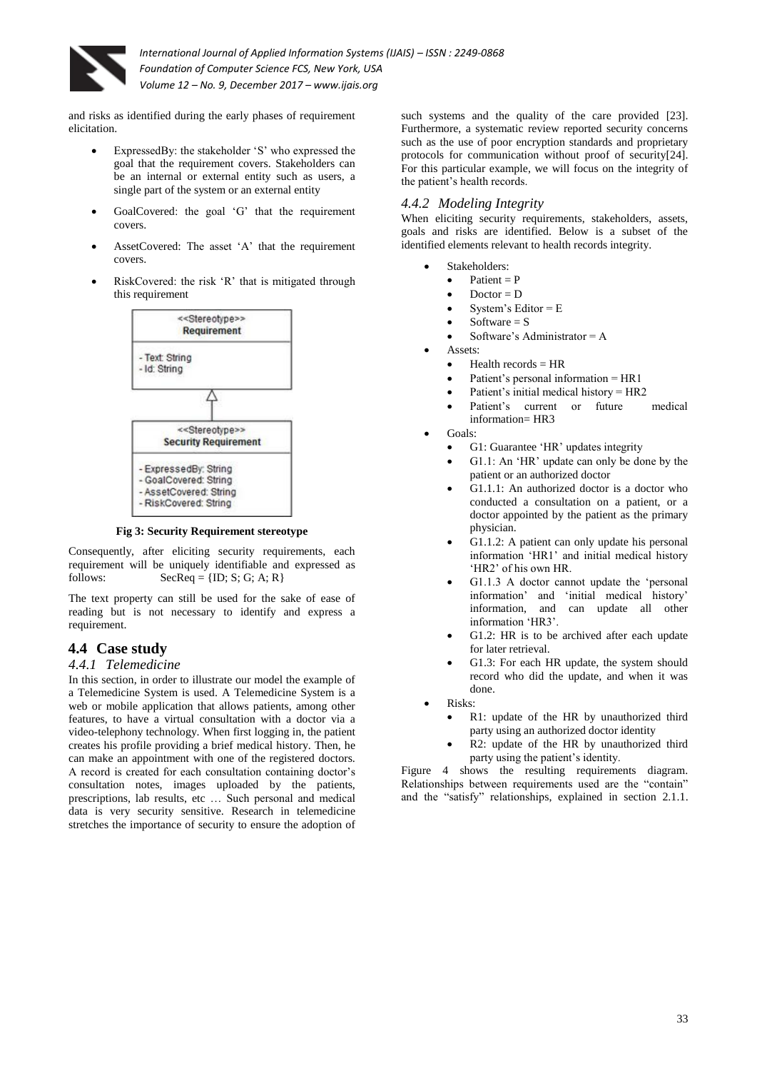and risks as identified during the early phases of requirement elicitation.

- ExpressedBy: the stakeholder 'S' who expressed the goal that the requirement covers. Stakeholders can be an internal or external entity such as users, a single part of the system or an external entity
- GoalCovered: the goal 'G' that the requirement covers.
- AssetCovered: The asset 'A' that the requirement covers.
- RiskCovered: the risk 'R' that is mitigated through this requirement

```
<<Stereotype>>
Requirement
- Text: String
- Id: String

<<Stereotype>>
Security Requirement
- ExpressedBy: String
- GoalCovered: String
- AssetCovered: String
- RiskCovered: String
```

**Fig 3: Security Requirement stereotype**

Consequently, after eliciting security requirements, each requirement will be uniquely identifiable and expressed as follows: SecReq = {ID; S; G; A; R}

The text property can still be used for the sake of ease of reading but is not necessary to identify and express a requirement.

## 4.4 Case study

### *4.4.1 Telemedicine*

In this section, in order to illustrate our model the example of a Telemedicine System is used. A Telemedicine System is a web or mobile application that allows patients, among other features, to have a virtual consultation with a doctor via a video-telephony technology. When first logging in, the patient creates his profile providing a brief medical history. Then, he can make an appointment with one of the registered doctors. A record is created for each consultation containing doctor's consultation notes, images uploaded by the patients, prescriptions, lab results, etc … Such personal and medical data is very security sensitive. Research in telemedicine stretches the importance of security to ensure the adoption of such systems and the quality of the care provided [23]. Furthermore, a systematic review reported security concerns such as the use of poor encryption standards and proprietary protocols for communication without proof of security[24]. For this particular example, we will focus on the integrity of the patient's health records.

### *4.4.2 Modeling Integrity*

When eliciting security requirements, stakeholders, assets, goals and risks are identified. Below is a subset of the identified elements relevant to health records integrity.

- Stakeholders:
  - Patient = P
  - Doctor = D
  - System's Editor = E
  - Software = S
  - Software's Administrator = A
- Assets:
  - Health records = HR
  - Patient's personal information = HR1
  - Patient's initial medical history = HR2
  - Patient's current or future medical information= HR3
- Goals:
  - G1: Guarantee 'HR' updates integrity
  - G1.1: An 'HR' update can only be done by the patient or an authorized doctor
  - G1.1.1: An authorized doctor is a doctor who conducted a consultation on a patient, or a doctor appointed by the patient as the primary physician.
  - G1.1.2: A patient can only update his personal information 'HR1' and initial medical history 'HR2' of his own HR.
  - G1.1.3 A doctor cannot update the 'personal information' and 'initial medical history' information, and can update all other information 'HR3'.
  - G1.2: HR is to be archived after each update for later retrieval.
  - G1.3: For each HR update, the system should record who did the update, and when it was done.
- Risks:
  - R1: update of the HR by unauthorized third party using an authorized doctor identity
  - R2: update of the HR by unauthorized third party using the patient's identity.

Figure 4 shows the resulting requirements diagram. Relationships between requirements used are the "contain" and the "satisfy" relationships, explained in section 2.1.1.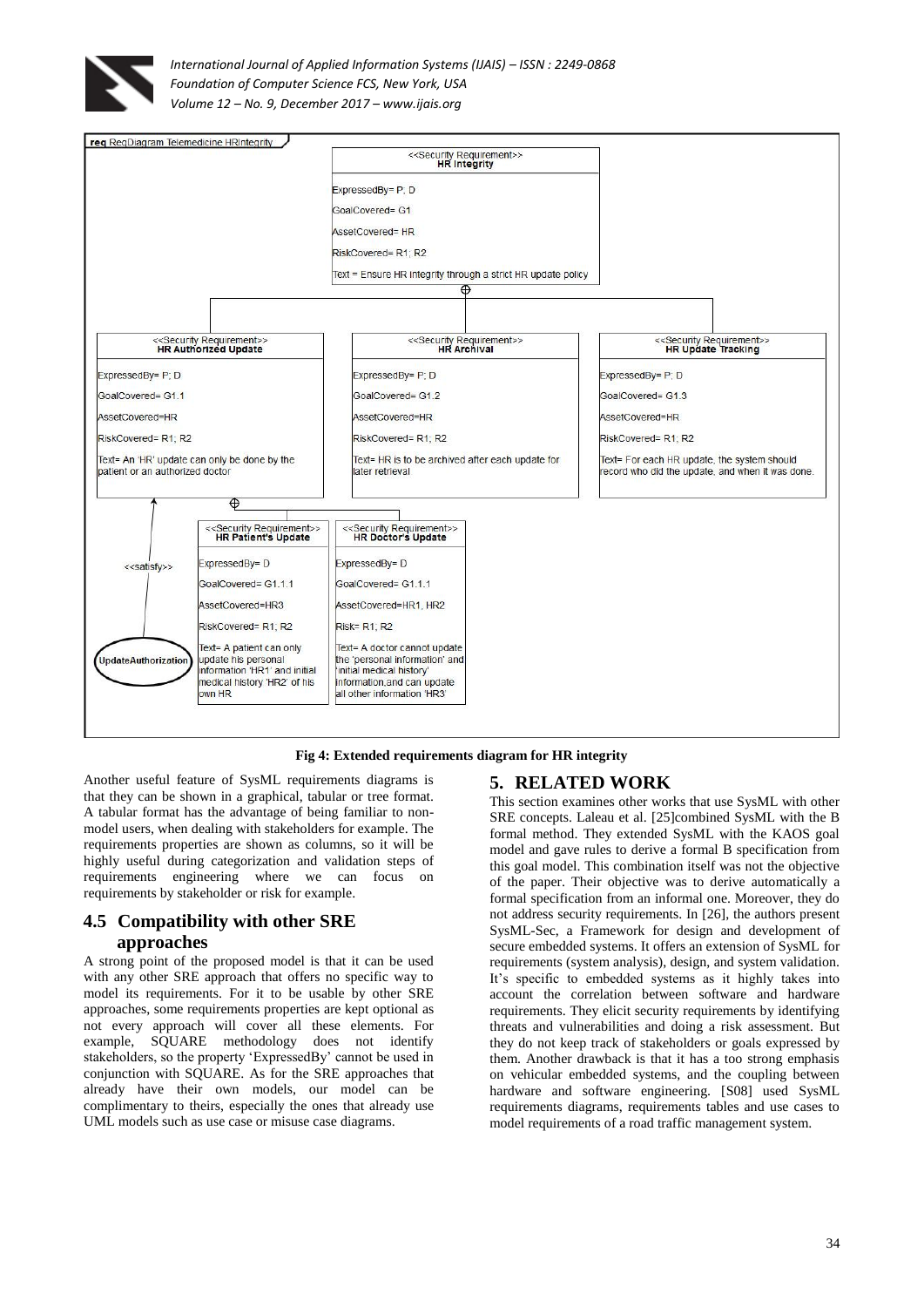**req** RegDiagram Telemedicine HRIntegrity

<<Security Requirement>>
**HR Integrity**

ExpressedBy= P; D
GoalCovered= G1
AssetCovered= HR
RiskCovered= R1; R2
Text = Ensure HR integrity through a strict HR update policy

<<Security Requirement>>
**HR Authorized Update**

ExpressedBy= P; D
GoalCovered= G1.1
AssetCovered=HR
RiskCovered= R1; R2
Text= An 'HR' update can only be done by the patient or an authorized doctor

<<Security Requirement>>
**HR Archival**

ExpressedBy= P; D
GoalCovered= G1.2
AssetCovered=HR
RiskCovered= R1; R2
Text= HR is to be archived after each update for later retrieval

<<Security Requirement>>
**HR Update Tracking**

ExpressedBy= P; D
GoalCovered= G1.3
AssetCovered=HR
RiskCovered= R1; R2
Text= For each HR update, the system should record who did the update, and when it was done.

<<Security Requirement>>
**HR Patient's Update**

ExpressedBy= D
GoalCovered= G1.1.1
AssetCovered=HR3
RiskCovered= R1; R2
Text= A patient can only update his personal information 'HR1' and initial medical history 'HR2' of his own HR

<<Security Requirement>>
**HR Doctor's Update**

ExpressedBy= D
GoalCovered= G1.1.1
AssetCovered=HR1, HR2
Risk= R1; R2
Text= A doctor cannot update the 'personal information' and 'initial medical history' information,and can update all other information 'HR3'

<<satisfy>>

**UpdateAuthorization**

**Fig 4: Extended requirements diagram for HR integrity**

Another useful feature of SysML requirements diagrams is that they can be shown in a graphical, tabular or tree format. A tabular format has the advantage of being familiar to non-model users, when dealing with stakeholders for example. The requirements properties are shown as columns, so it will be highly useful during categorization and validation steps of requirements engineering where we can focus on requirements by stakeholder or risk for example.

## 4.5 Compatibility with other SRE approaches

A strong point of the proposed model is that it can be used with any other SRE approach that offers no specific way to model its requirements. For it to be usable by other SRE approaches, some requirements properties are kept optional as not every approach will cover all these elements. For example, SQUARE methodology does not identify stakeholders, so the property 'ExpressedBy' cannot be used in conjunction with SQUARE. As for the SRE approaches that already have their own models, our model can be complimentary to theirs, especially the ones that already use UML models such as use case or misuse case diagrams.

# 5. RELATED WORK

This section examines other works that use SysML with other SRE concepts. Laleau et al. [25]combined SysML with the B formal method. They extended SysML with the KAOS goal model and gave rules to derive a formal B specification from this goal model. This combination itself was not the objective of the paper. Their objective was to derive automatically a formal specification from an informal one. Moreover, they do not address security requirements. In [26], the authors present SysML-Sec, a Framework for design and development of secure embedded systems. It offers an extension of SysML for requirements (system analysis), design, and system validation. It's specific to embedded systems as it highly takes into account the correlation between software and hardware requirements. They elicit security requirements by identifying threats and vulnerabilities and doing a risk assessment. But they do not keep track of stakeholders or goals expressed by them. Another drawback is that it has a too strong emphasis on vehicular embedded systems, and the coupling between hardware and software engineering. [S08] used SysML requirements diagrams, requirements tables and use cases to model requirements of a road traffic management system.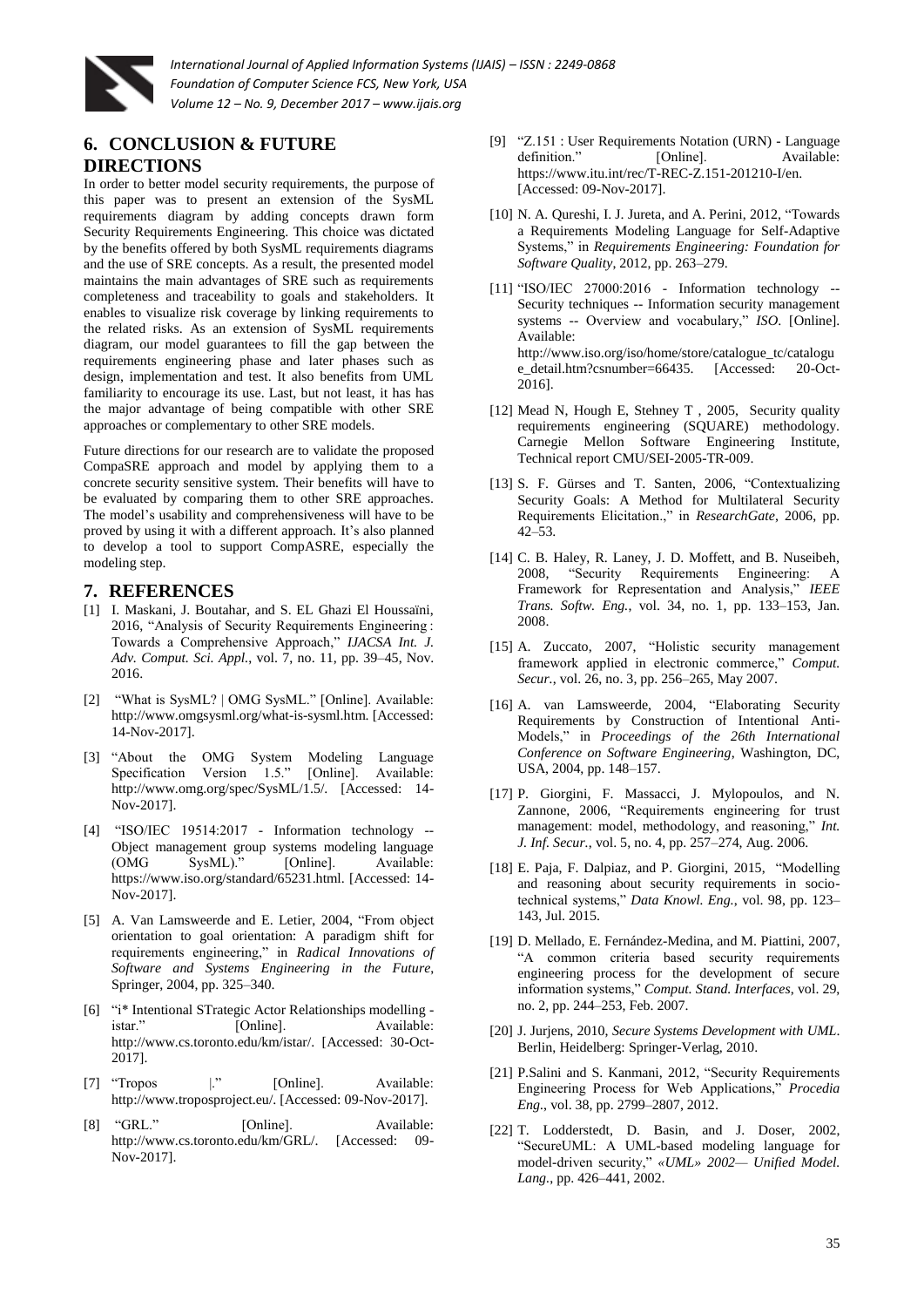## 6. CONCLUSION & FUTURE DIRECTIONS

In order to better model security requirements, the purpose of this paper was to present an extension of the SysML requirements diagram by adding concepts drawn form Security Requirements Engineering. This choice was dictated by the benefits offered by both SysML requirements diagrams and the use of SRE concepts. As a result, the presented model maintains the main advantages of SRE such as requirements completeness and traceability to goals and stakeholders. It enables to visualize risk coverage by linking requirements to the related risks. As an extension of SysML requirements diagram, our model guarantees to fill the gap between the requirements engineering phase and later phases such as design, implementation and test. It also benefits from UML familiarity to encourage its use. Last, but not least, it has has the major advantage of being compatible with other SRE approaches or complementary to other SRE models.

Future directions for our research are to validate the proposed CompaSRE approach and model by applying them to a concrete security sensitive system. Their benefits will have to be evaluated by comparing them to other SRE approaches. The model's usability and comprehensiveness will have to be proved by using it with a different approach. It's also planned to develop a tool to support CompASRE, especially the modeling step.

## 7. REFERENCES

[1] I. Maskani, J. Boutahar, and S. EL Ghazi El Houssaïni, 2016, "Analysis of Security Requirements Engineering : Towards a Comprehensive Approach," *IJACSA Int. J. Adv. Comput. Sci. Appl.*, vol. 7, no. 11, pp. 39–45, Nov. 2016.

[2] "What is SysML? | OMG SysML." [Online]. Available: http://www.omgsysml.org/what-is-sysml.htm. [Accessed: 14-Nov-2017].

[3] "About the OMG System Modeling Language Specification Version 1.5." [Online]. Available: http://www.omg.org/spec/SysML/1.5/. [Accessed: 14-Nov-2017].

[4] "ISO/IEC 19514:2017 - Information technology -- Object management group systems modeling language (OMG SysML)." [Online]. Available: https://www.iso.org/standard/65231.html. [Accessed: 14-Nov-2017].

[5] A. Van Lamsweerde and E. Letier, 2004, "From object orientation to goal orientation: A paradigm shift for requirements engineering," in *Radical Innovations of Software and Systems Engineering in the Future*, Springer, 2004, pp. 325–340.

[6] "i* Intentional STrategic Actor Relationships modelling - istar." [Online]. Available: http://www.cs.toronto.edu/km/istar/. [Accessed: 30-Oct-2017].

[7] "Tropos |." [Online]. Available: http://www.troposproject.eu/. [Accessed: 09-Nov-2017].

[8] "GRL." [Online]. Available: http://www.cs.toronto.edu/km/GRL/. [Accessed: 09-Nov-2017].

[9] "Z.151 : User Requirements Notation (URN) - Language definition." [Online]. Available: https://www.itu.int/rec/T-REC-Z.151-201210-I/en. [Accessed: 09-Nov-2017].

[10] N. A. Qureshi, I. J. Jureta, and A. Perini, 2012, "Towards a Requirements Modeling Language for Self-Adaptive Systems," in *Requirements Engineering: Foundation for Software Quality*, 2012, pp. 263–279.

[11] "ISO/IEC 27000:2016 - Information technology -- Security techniques -- Information security management systems -- Overview and vocabulary," *ISO*. [Online]. Available: http://www.iso.org/iso/home/store/catalogue_tc/catalogue_detail.htm?csnumber=66435. [Accessed: 20-Oct-2016].

[12] Mead N, Hough E, Stehney T , 2005, Security quality requirements engineering (SQUARE) methodology. Carnegie Mellon Software Engineering Institute, Technical report CMU/SEI-2005-TR-009.

[13] S. F. Gürses and T. Santen, 2006, "Contextualizing Security Goals: A Method for Multilateral Security Requirements Elicitation.," in *ResearchGate*, 2006, pp. 42–53.

[14] C. B. Haley, R. Laney, J. D. Moffett, and B. Nuseibeh, 2008, "Security Requirements Engineering: A Framework for Representation and Analysis," *IEEE Trans. Softw. Eng.*, vol. 34, no. 1, pp. 133–153, Jan. 2008.

[15] A. Zuccato, 2007, "Holistic security management framework applied in electronic commerce," *Comput. Secur.*, vol. 26, no. 3, pp. 256–265, May 2007.

[16] A. van Lamsweerde, 2004, "Elaborating Security Requirements by Construction of Intentional Anti-Models," in *Proceedings of the 26th International Conference on Software Engineering*, Washington, DC, USA, 2004, pp. 148–157.

[17] P. Giorgini, F. Massacci, J. Mylopoulos, and N. Zannone, 2006, "Requirements engineering for trust management: model, methodology, and reasoning," *Int. J. Inf. Secur.*, vol. 5, no. 4, pp. 257–274, Aug. 2006.

[18] E. Paja, F. Dalpiaz, and P. Giorgini, 2015, "Modelling and reasoning about security requirements in socio-technical systems," *Data Knowl. Eng.*, vol. 98, pp. 123–143, Jul. 2015.

[19] D. Mellado, E. Fernández-Medina, and M. Piattini, 2007, "A common criteria based security requirements engineering process for the development of secure information systems," *Comput. Stand. Interfaces*, vol. 29, no. 2, pp. 244–253, Feb. 2007.

[20] J. Jurjens, 2010, *Secure Systems Development with UML*. Berlin, Heidelberg: Springer-Verlag, 2010.

[21] P.Salini and S. Kanmani, 2012, "Security Requirements Engineering Process for Web Applications," *Procedia Eng.*, vol. 38, pp. 2799–2807, 2012.

[22] T. Lodderstedt, D. Basin, and J. Doser, 2002, "SecureUML: A UML-based modeling language for model-driven security," *«UML» 2002— Unified Model. Lang.*, pp. 426–441, 2002.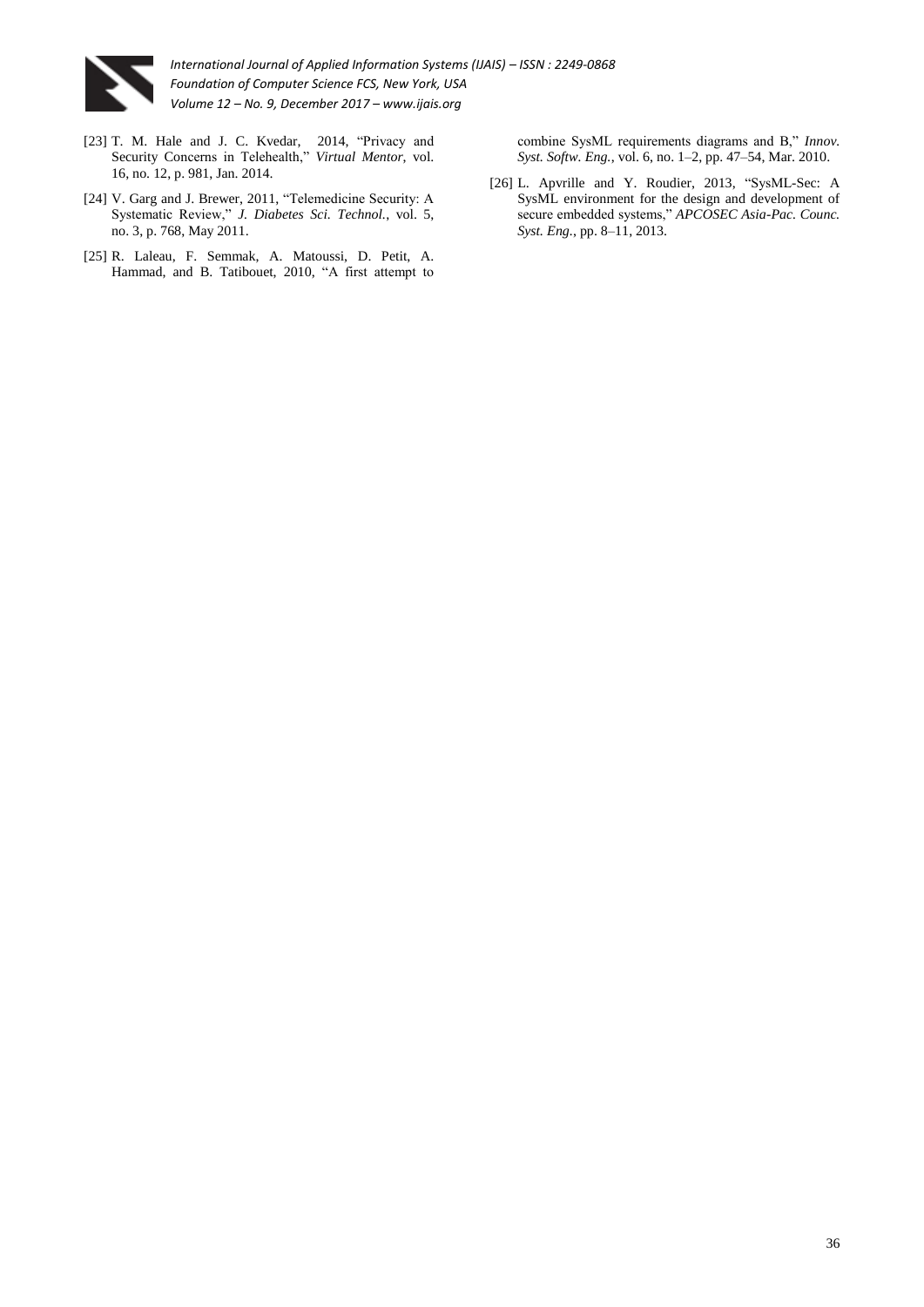[23] T. M. Hale and J. C. Kvedar, 2014, "Privacy and Security Concerns in Telehealth," *Virtual Mentor*, vol. 16, no. 12, p. 981, Jan. 2014.

[24] V. Garg and J. Brewer, 2011, "Telemedicine Security: A Systematic Review," *J. Diabetes Sci. Technol.*, vol. 5, no. 3, p. 768, May 2011.

[25] R. Laleau, F. Semmak, A. Matoussi, D. Petit, A. Hammad, and B. Tatibouet, 2010, "A first attempt to combine SysML requirements diagrams and B," *Innov. Syst. Softw. Eng.*, vol. 6, no. 1–2, pp. 47–54, Mar. 2010.

[26] L. Apvrille and Y. Roudier, 2013, "SysML-Sec: A SysML environment for the design and development of secure embedded systems," *APCOSEC Asia-Pac. Counc. Syst. Eng.*, pp. 8–11, 2013.